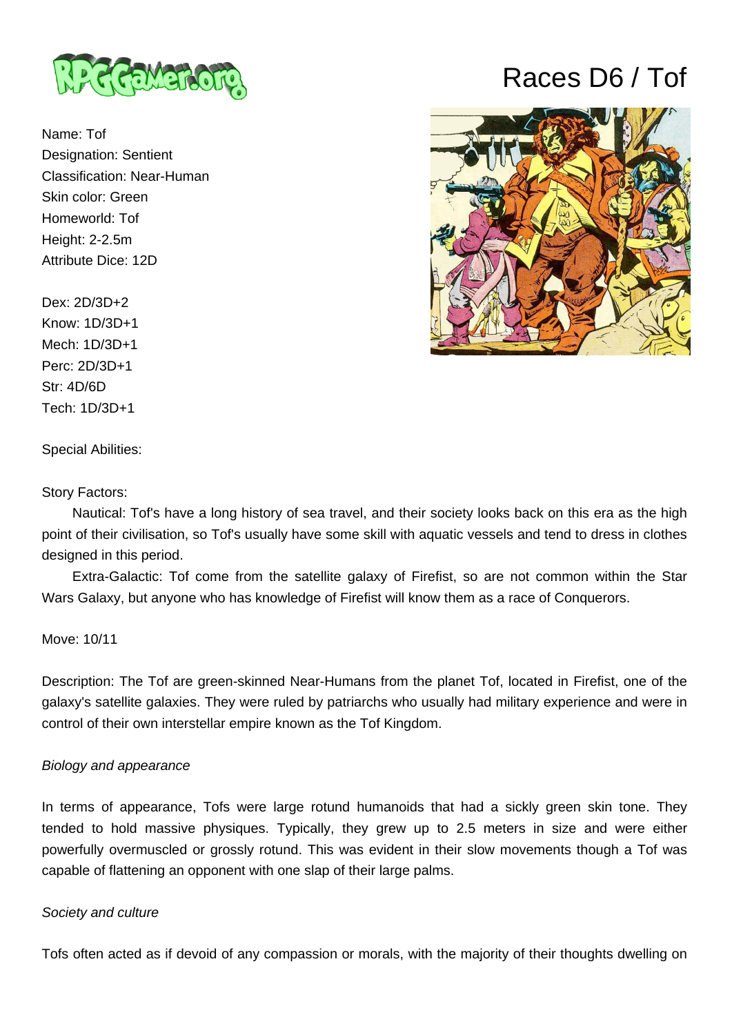# Races D6 / Tof

Name: Tof
Designation: Sentient
Classification: Near-Human
Skin color: Green
Homeworld: Tof
Height: 2-2.5m
Attribute Dice: 12D

Dex: 2D/3D+2
Know: 1D/3D+1
Mech: 1D/3D+1
Perc: 2D/3D+1
Str: 4D/6D
Tech: 1D/3D+1

Special Abilities:

Story Factors:

Nautical: Tof's have a long history of sea travel, and their society looks back on this era as the high point of their civilisation, so Tof's usually have some skill with aquatic vessels and tend to dress in clothes designed in this period.

Extra-Galactic: Tof come from the satellite galaxy of Firefist, so are not common within the Star Wars Galaxy, but anyone who has knowledge of Firefist will know them as a race of Conquerors.

Move: 10/11

Description: The Tof are green-skinned Near-Humans from the planet Tof, located in Firefist, one of the galaxy's satellite galaxies. They were ruled by patriarchs who usually had military experience and were in control of their own interstellar empire known as the Tof Kingdom.

*Biology and appearance*

In terms of appearance, Tofs were large rotund humanoids that had a sickly green skin tone. They tended to hold massive physiques. Typically, they grew up to 2.5 meters in size and were either powerfully overmuscled or grossly rotund. This was evident in their slow movements though a Tof was capable of flattening an opponent with one slap of their large palms.

*Society and culture*

Tofs often acted as if devoid of any compassion or morals, with the majority of their thoughts dwelling on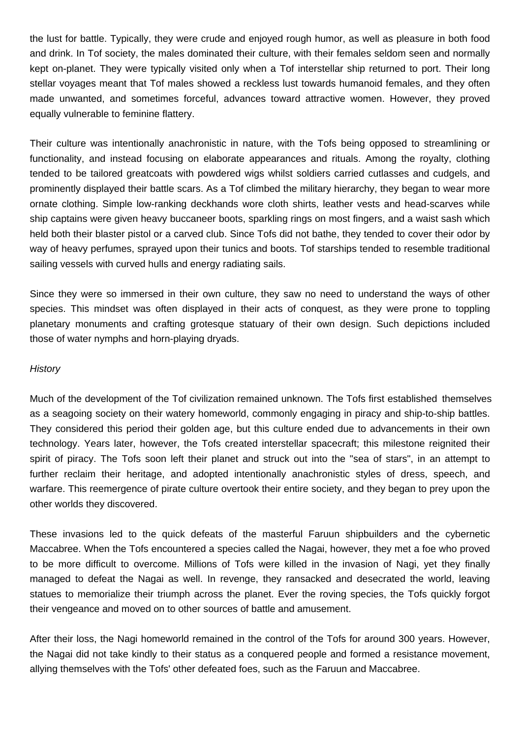the lust for battle. Typically, they were crude and enjoyed rough humor, as well as pleasure in both food and drink. In Tof society, the males dominated their culture, with their females seldom seen and normally kept on-planet. They were typically visited only when a Tof interstellar ship returned to port. Their long stellar voyages meant that Tof males showed a reckless lust towards humanoid females, and they often made unwanted, and sometimes forceful, advances toward attractive women. However, they proved equally vulnerable to feminine flattery.

Their culture was intentionally anachronistic in nature, with the Tofs being opposed to streamlining or functionality, and instead focusing on elaborate appearances and rituals. Among the royalty, clothing tended to be tailored greatcoats with powdered wigs whilst soldiers carried cutlasses and cudgels, and prominently displayed their battle scars. As a Tof climbed the military hierarchy, they began to wear more ornate clothing. Simple low-ranking deckhands wore cloth shirts, leather vests and head-scarves while ship captains were given heavy buccaneer boots, sparkling rings on most fingers, and a waist sash which held both their blaster pistol or a carved club. Since Tofs did not bathe, they tended to cover their odor by way of heavy perfumes, sprayed upon their tunics and boots. Tof starships tended to resemble traditional sailing vessels with curved hulls and energy radiating sails.

Since they were so immersed in their own culture, they saw no need to understand the ways of other species. This mindset was often displayed in their acts of conquest, as they were prone to toppling planetary monuments and crafting grotesque statuary of their own design. Such depictions included those of water nymphs and horn-playing dryads.

*History*

Much of the development of the Tof civilization remained unknown. The Tofs first established themselves as a seagoing society on their watery homeworld, commonly engaging in piracy and ship-to-ship battles. They considered this period their golden age, but this culture ended due to advancements in their own technology. Years later, however, the Tofs created interstellar spacecraft; this milestone reignited their spirit of piracy. The Tofs soon left their planet and struck out into the "sea of stars", in an attempt to further reclaim their heritage, and adopted intentionally anachronistic styles of dress, speech, and warfare. This reemergence of pirate culture overtook their entire society, and they began to prey upon the other worlds they discovered.

These invasions led to the quick defeats of the masterful Faruun shipbuilders and the cybernetic Maccabree. When the Tofs encountered a species called the Nagai, however, they met a foe who proved to be more difficult to overcome. Millions of Tofs were killed in the invasion of Nagi, yet they finally managed to defeat the Nagai as well. In revenge, they ransacked and desecrated the world, leaving statues to memorialize their triumph across the planet. Ever the roving species, the Tofs quickly forgot their vengeance and moved on to other sources of battle and amusement.

After their loss, the Nagi homeworld remained in the control of the Tofs for around 300 years. However, the Nagai did not take kindly to their status as a conquered people and formed a resistance movement, allying themselves with the Tofs' other defeated foes, such as the Faruun and Maccabree.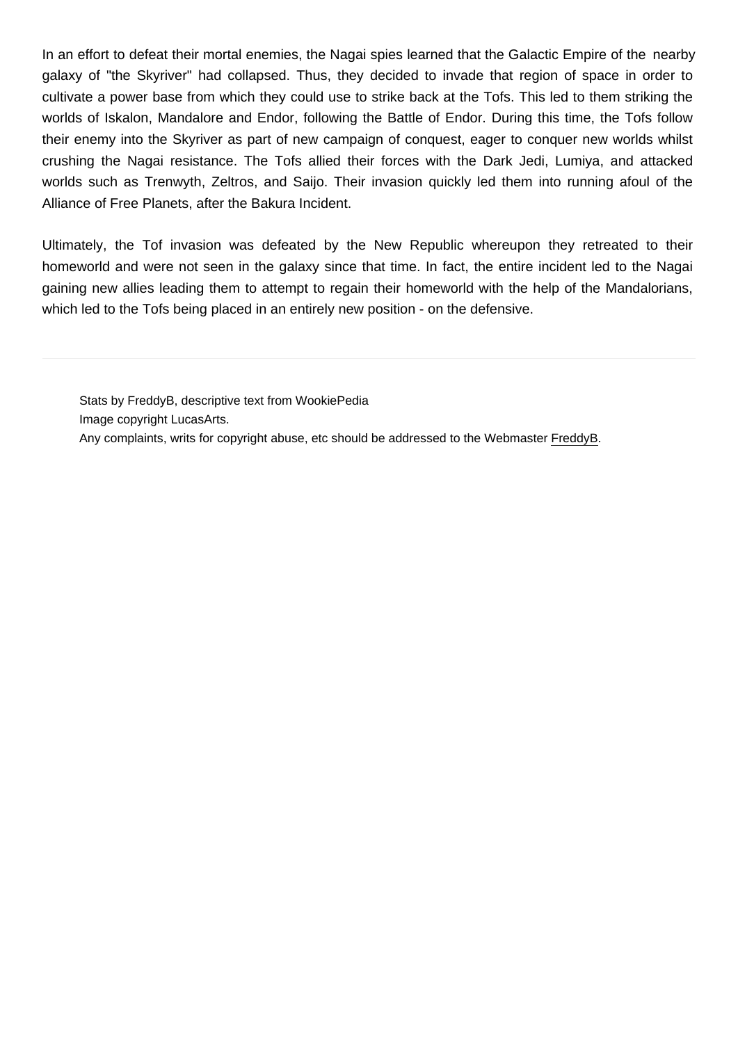In an effort to defeat their mortal enemies, the Nagai spies learned that the Galactic Empire of the nearby galaxy of "the Skyriver" had collapsed. Thus, they decided to invade that region of space in order to cultivate a power base from which they could use to strike back at the Tofs. This led to them striking the worlds of Iskalon, Mandalore and Endor, following the Battle of Endor. During this time, the Tofs follow their enemy into the Skyriver as part of new campaign of conquest, eager to conquer new worlds whilst crushing the Nagai resistance. The Tofs allied their forces with the Dark Jedi, Lumiya, and attacked worlds such as Trenwyth, Zeltros, and Saijo. Their invasion quickly led them into running afoul of the Alliance of Free Planets, after the Bakura Incident.

Ultimately, the Tof invasion was defeated by the New Republic whereupon they retreated to their homeworld and were not seen in the galaxy since that time. In fact, the entire incident led to the Nagai gaining new allies leading them to attempt to regain their homeworld with the help of the Mandalorians, which led to the Tofs being placed in an entirely new position - on the defensive.

---

Stats by FreddyB, descriptive text from WookiePedia
Image copyright LucasArts.
Any complaints, writs for copyright abuse, etc should be addressed to the Webmaster FreddyB.